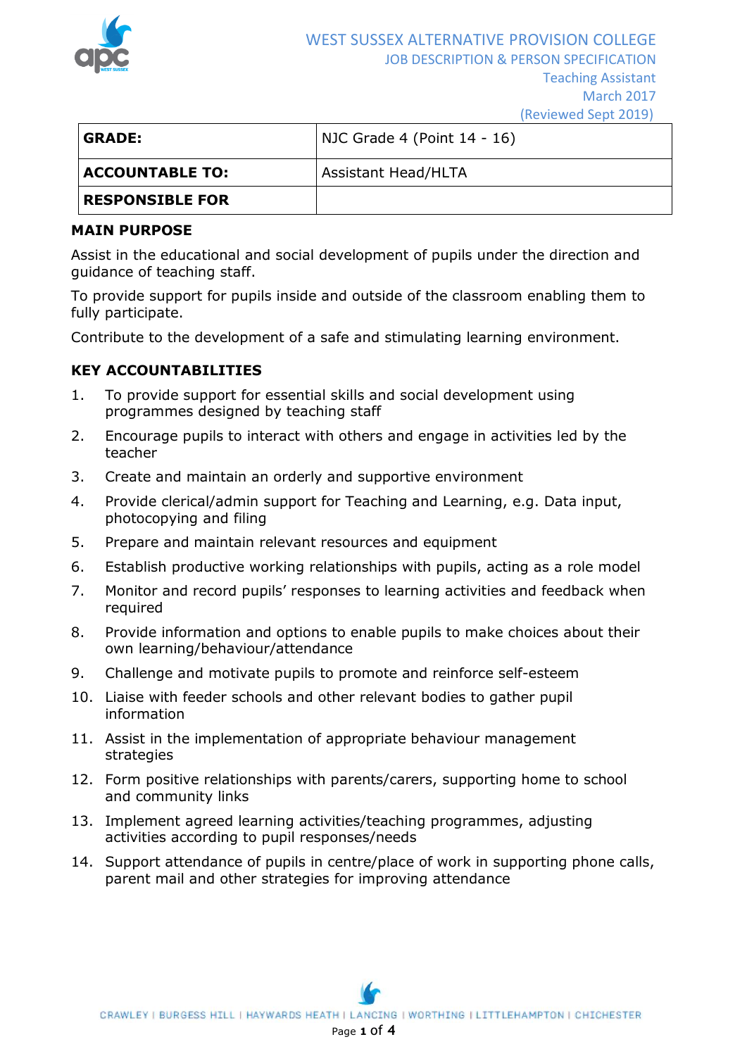# WEST SUSSEX ALTERNATIVE PROVISION COLLEGE

## JOB DESCRIPTION & PERSON SPECIFICATION

Teaching Assistant

March 2017

(Reviewed Sept 2019)

| | |
|---|---|
| **GRADE:** | NJC Grade 4 (Point 14 - 16) |
| **ACCOUNTABLE TO:** | Assistant Head/HLTA |
| **RESPONSIBLE FOR** | |

### MAIN PURPOSE

Assist in the educational and social development of pupils under the direction and guidance of teaching staff.

To provide support for pupils inside and outside of the classroom enabling them to fully participate.

Contribute to the development of a safe and stimulating learning environment.

### KEY ACCOUNTABILITIES

1. To provide support for essential skills and social development using programmes designed by teaching staff
2. Encourage pupils to interact with others and engage in activities led by the teacher
3. Create and maintain an orderly and supportive environment
4. Provide clerical/admin support for Teaching and Learning, e.g. Data input, photocopying and filing
5. Prepare and maintain relevant resources and equipment
6. Establish productive working relationships with pupils, acting as a role model
7. Monitor and record pupils' responses to learning activities and feedback when required
8. Provide information and options to enable pupils to make choices about their own learning/behaviour/attendance
9. Challenge and motivate pupils to promote and reinforce self-esteem
10. Liaise with feeder schools and other relevant bodies to gather pupil information
11. Assist in the implementation of appropriate behaviour management strategies
12. Form positive relationships with parents/carers, supporting home to school and community links
13. Implement agreed learning activities/teaching programmes, adjusting activities according to pupil responses/needs
14. Support attendance of pupils in centre/place of work in supporting phone calls, parent mail and other strategies for improving attendance

CRAWLEY | BURGESS HILL | HAYWARDS HEATH | LANCING | WORTHING | LITTLEHAMPTON | CHICHESTER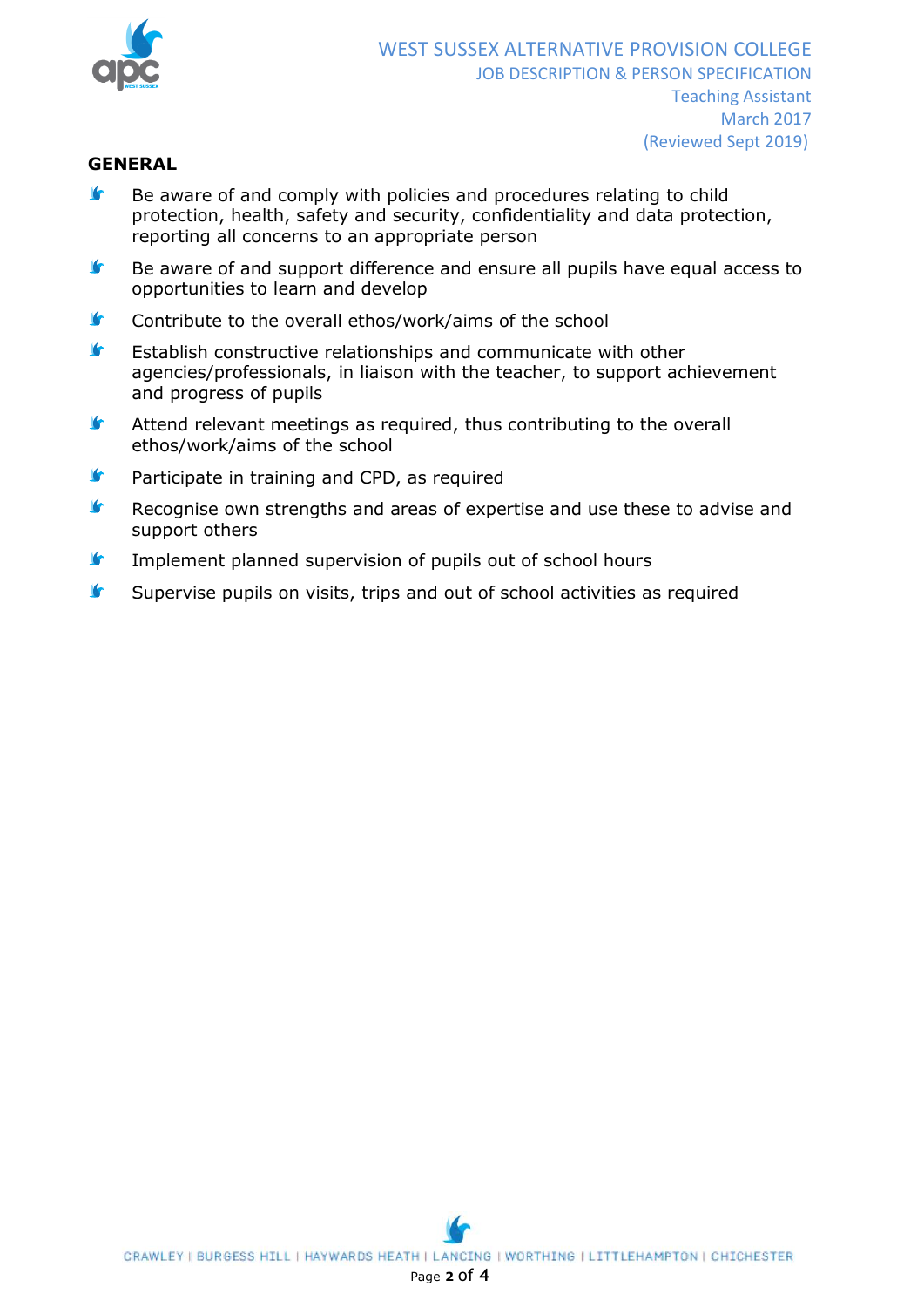## GENERAL

- Be aware of and comply with policies and procedures relating to child protection, health, safety and security, confidentiality and data protection, reporting all concerns to an appropriate person
- Be aware of and support difference and ensure all pupils have equal access to opportunities to learn and develop
- Contribute to the overall ethos/work/aims of the school
- Establish constructive relationships and communicate with other agencies/professionals, in liaison with the teacher, to support achievement and progress of pupils
- Attend relevant meetings as required, thus contributing to the overall ethos/work/aims of the school
- Participate in training and CPD, as required
- Recognise own strengths and areas of expertise and use these to advise and support others
- Implement planned supervision of pupils out of school hours
- Supervise pupils on visits, trips and out of school activities as required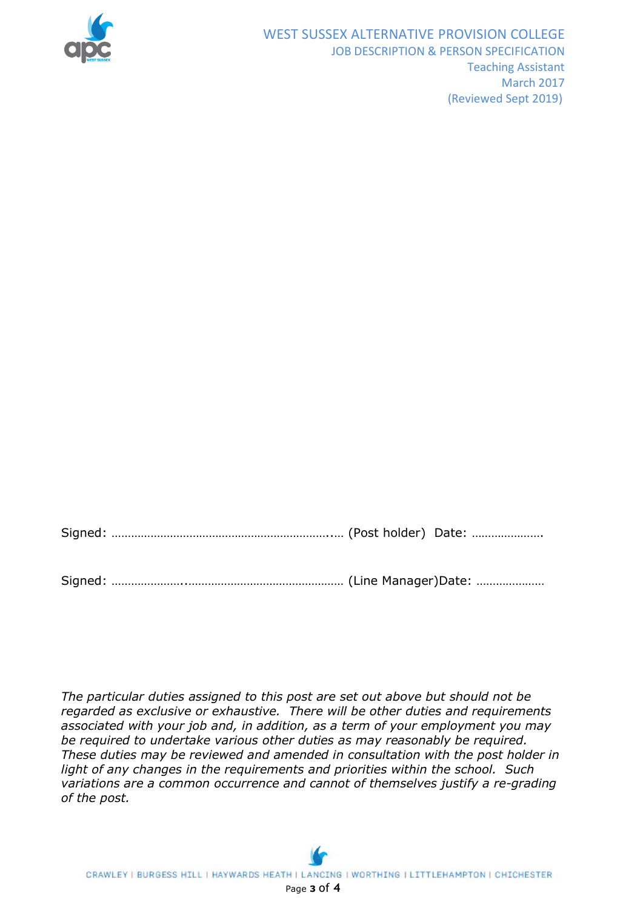Signed: …………………………………………………………..… (Post holder)  Date: ………………….

Signed: …………………..………………………………………… (Line Manager)Date: …………………

*The particular duties assigned to this post are set out above but should not be regarded as exclusive or exhaustive. There will be other duties and requirements associated with your job and, in addition, as a term of your employment you may be required to undertake various other duties as may reasonably be required. These duties may be reviewed and amended in consultation with the post holder in light of any changes in the requirements and priorities within the school. Such variations are a common occurrence and cannot of themselves justify a re-grading of the post.*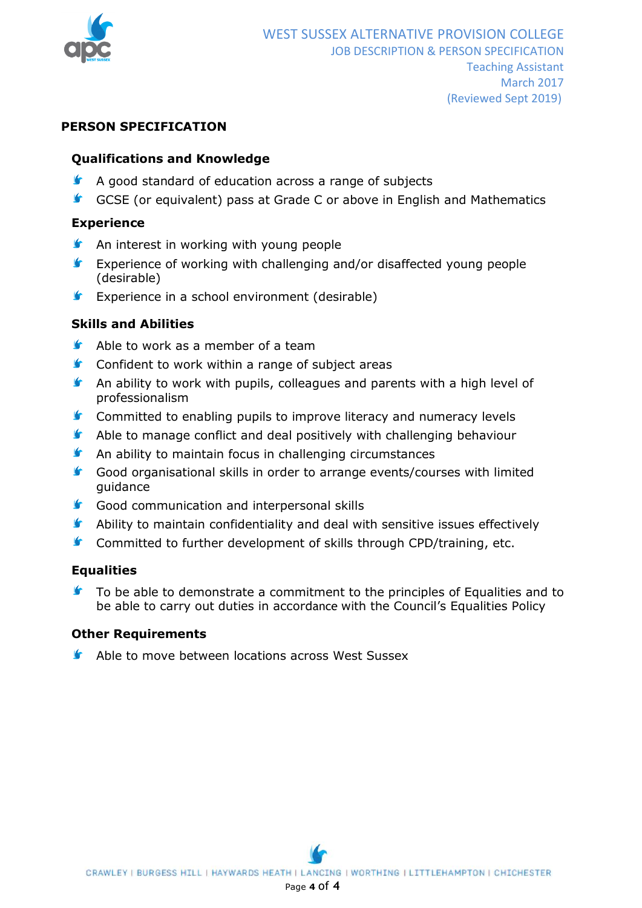# PERSON SPECIFICATION

## Qualifications and Knowledge

- A good standard of education across a range of subjects
- GCSE (or equivalent) pass at Grade C or above in English and Mathematics

## Experience

- An interest in working with young people
- Experience of working with challenging and/or disaffected young people (desirable)
- Experience in a school environment (desirable)

## Skills and Abilities

- Able to work as a member of a team
- Confident to work within a range of subject areas
- An ability to work with pupils, colleagues and parents with a high level of professionalism
- Committed to enabling pupils to improve literacy and numeracy levels
- Able to manage conflict and deal positively with challenging behaviour
- An ability to maintain focus in challenging circumstances
- Good organisational skills in order to arrange events/courses with limited guidance
- Good communication and interpersonal skills
- Ability to maintain confidentiality and deal with sensitive issues effectively
- Committed to further development of skills through CPD/training, etc.

## Equalities

- To be able to demonstrate a commitment to the principles of Equalities and to be able to carry out duties in accordance with the Council's Equalities Policy

## Other Requirements

- Able to move between locations across West Sussex